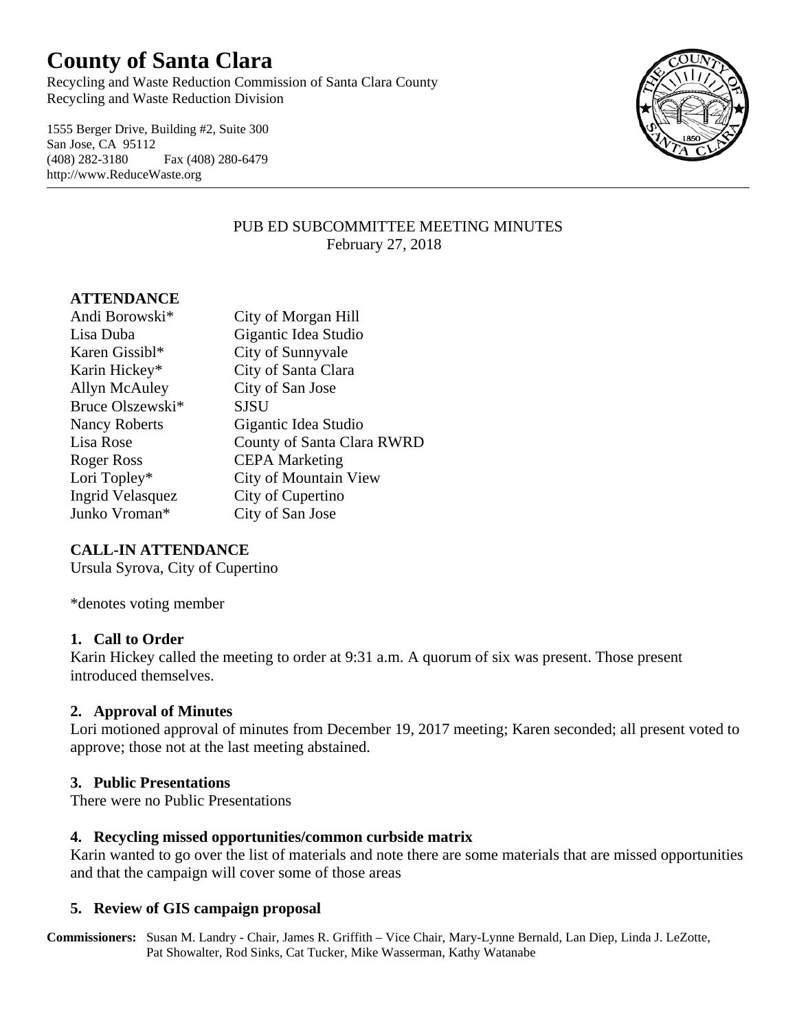# County of Santa Clara

Recycling and Waste Reduction Commission of Santa Clara County
Recycling and Waste Reduction Division

1555 Berger Drive, Building #2, Suite 300
San Jose, CA 95112
(408) 282-3180 Fax (408) 280-6479
http://www.ReduceWaste.org

PUB ED SUBCOMMITTEE MEETING MINUTES
February 27, 2018

**ATTENDANCE**

| | |
|---|---|
| Andi Borowski* | City of Morgan Hill |
| Lisa Duba | Gigantic Idea Studio |
| Karen Gissibl* | City of Sunnyvale |
| Karin Hickey* | City of Santa Clara |
| Allyn McAuley | City of San Jose |
| Bruce Olszewski* | SJSU |
| Nancy Roberts | Gigantic Idea Studio |
| Lisa Rose | County of Santa Clara RWRD |
| Roger Ross | CEPA Marketing |
| Lori Topley* | City of Mountain View |
| Ingrid Velasquez | City of Cupertino |
| Junko Vroman* | City of San Jose |

**CALL-IN ATTENDANCE**

Ursula Syrova, City of Cupertino

*denotes voting member

**1. Call to Order**

Karin Hickey called the meeting to order at 9:31 a.m. A quorum of six was present. Those present introduced themselves.

**2. Approval of Minutes**

Lori motioned approval of minutes from December 19, 2017 meeting; Karen seconded; all present voted to approve; those not at the last meeting abstained.

**3. Public Presentations**

There were no Public Presentations

**4. Recycling missed opportunities/common curbside matrix**

Karin wanted to go over the list of materials and note there are some materials that are missed opportunities and that the campaign will cover some of those areas

**5. Review of GIS campaign proposal**

**Commissioners:** Susan M. Landry - Chair, James R. Griffith – Vice Chair, Mary-Lynne Bernald, Lan Diep, Linda J. LeZotte, Pat Showalter, Rod Sinks, Cat Tucker, Mike Wasserman, Kathy Watanabe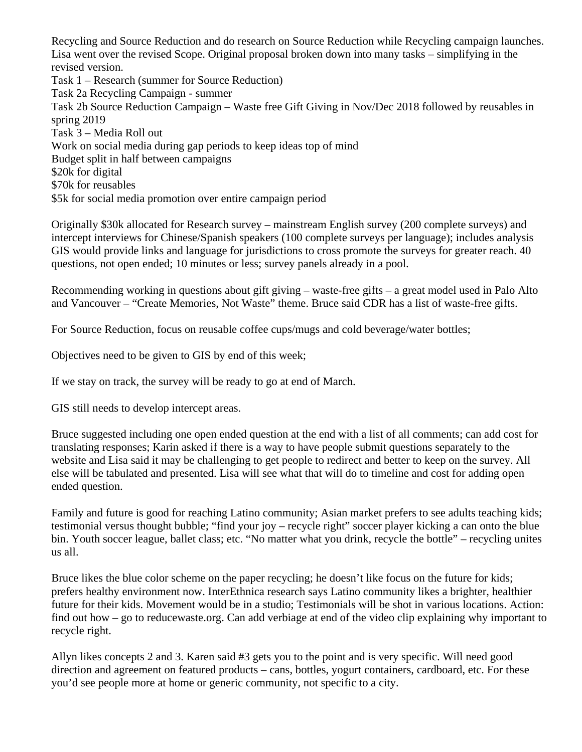Recycling and Source Reduction and do research on Source Reduction while Recycling campaign launches. Lisa went over the revised Scope. Original proposal broken down into many tasks – simplifying in the revised version.
Task 1 – Research (summer for Source Reduction)
Task 2a Recycling Campaign - summer
Task 2b Source Reduction Campaign – Waste free Gift Giving in Nov/Dec 2018 followed by reusables in spring 2019
Task 3 – Media Roll out
Work on social media during gap periods to keep ideas top of mind
Budget split in half between campaigns
$20k for digital
$70k for reusables
$5k for social media promotion over entire campaign period

Originally $30k allocated for Research survey – mainstream English survey (200 complete surveys) and intercept interviews for Chinese/Spanish speakers (100 complete surveys per language); includes analysis GIS would provide links and language for jurisdictions to cross promote the surveys for greater reach. 40 questions, not open ended; 10 minutes or less; survey panels already in a pool.

Recommending working in questions about gift giving – waste-free gifts – a great model used in Palo Alto and Vancouver – "Create Memories, Not Waste" theme. Bruce said CDR has a list of waste-free gifts.

For Source Reduction, focus on reusable coffee cups/mugs and cold beverage/water bottles;

Objectives need to be given to GIS by end of this week;

If we stay on track, the survey will be ready to go at end of March.

GIS still needs to develop intercept areas.

Bruce suggested including one open ended question at the end with a list of all comments; can add cost for translating responses; Karin asked if there is a way to have people submit questions separately to the website and Lisa said it may be challenging to get people to redirect and better to keep on the survey. All else will be tabulated and presented. Lisa will see what that will do to timeline and cost for adding open ended question.

Family and future is good for reaching Latino community; Asian market prefers to see adults teaching kids; testimonial versus thought bubble; "find your joy – recycle right" soccer player kicking a can onto the blue bin. Youth soccer league, ballet class; etc. "No matter what you drink, recycle the bottle" – recycling unites us all.

Bruce likes the blue color scheme on the paper recycling; he doesn't like focus on the future for kids; prefers healthy environment now. InterEthnica research says Latino community likes a brighter, healthier future for their kids. Movement would be in a studio; Testimonials will be shot in various locations. Action: find out how – go to reducewaste.org. Can add verbiage at end of the video clip explaining why important to recycle right.

Allyn likes concepts 2 and 3. Karen said #3 gets you to the point and is very specific. Will need good direction and agreement on featured products – cans, bottles, yogurt containers, cardboard, etc. For these you'd see people more at home or generic community, not specific to a city.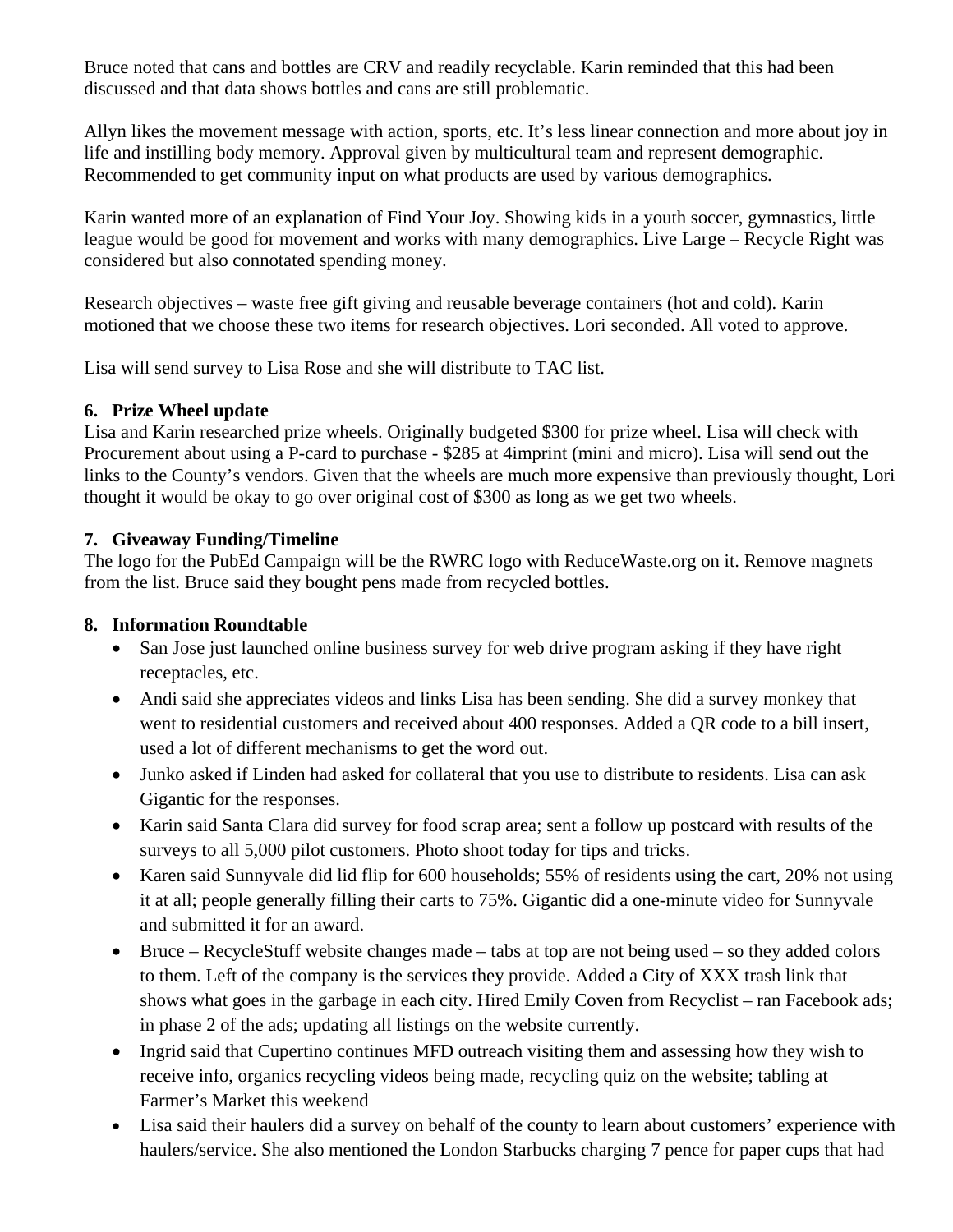Bruce noted that cans and bottles are CRV and readily recyclable. Karin reminded that this had been discussed and that data shows bottles and cans are still problematic.

Allyn likes the movement message with action, sports, etc. It's less linear connection and more about joy in life and instilling body memory. Approval given by multicultural team and represent demographic. Recommended to get community input on what products are used by various demographics.

Karin wanted more of an explanation of Find Your Joy. Showing kids in a youth soccer, gymnastics, little league would be good for movement and works with many demographics. Live Large – Recycle Right was considered but also connotated spending money.

Research objectives – waste free gift giving and reusable beverage containers (hot and cold). Karin motioned that we choose these two items for research objectives. Lori seconded. All voted to approve.

Lisa will send survey to Lisa Rose and she will distribute to TAC list.

**6. Prize Wheel update**

Lisa and Karin researched prize wheels. Originally budgeted $300 for prize wheel. Lisa will check with Procurement about using a P-card to purchase - $285 at 4imprint (mini and micro). Lisa will send out the links to the County's vendors. Given that the wheels are much more expensive than previously thought, Lori thought it would be okay to go over original cost of $300 as long as we get two wheels.

**7. Giveaway Funding/Timeline**

The logo for the PubEd Campaign will be the RWRC logo with ReduceWaste.org on it. Remove magnets from the list. Bruce said they bought pens made from recycled bottles.

**8. Information Roundtable**

- San Jose just launched online business survey for web drive program asking if they have right receptacles, etc.
- Andi said she appreciates videos and links Lisa has been sending. She did a survey monkey that went to residential customers and received about 400 responses. Added a QR code to a bill insert, used a lot of different mechanisms to get the word out.
- Junko asked if Linden had asked for collateral that you use to distribute to residents. Lisa can ask Gigantic for the responses.
- Karin said Santa Clara did survey for food scrap area; sent a follow up postcard with results of the surveys to all 5,000 pilot customers. Photo shoot today for tips and tricks.
- Karen said Sunnyvale did lid flip for 600 households; 55% of residents using the cart, 20% not using it at all; people generally filling their carts to 75%. Gigantic did a one-minute video for Sunnyvale and submitted it for an award.
- Bruce – RecycleStuff website changes made – tabs at top are not being used – so they added colors to them. Left of the company is the services they provide. Added a City of XXX trash link that shows what goes in the garbage in each city. Hired Emily Coven from Recyclist – ran Facebook ads; in phase 2 of the ads; updating all listings on the website currently.
- Ingrid said that Cupertino continues MFD outreach visiting them and assessing how they wish to receive info, organics recycling videos being made, recycling quiz on the website; tabling at Farmer's Market this weekend
- Lisa said their haulers did a survey on behalf of the county to learn about customers' experience with haulers/service. She also mentioned the London Starbucks charging 7 pence for paper cups that had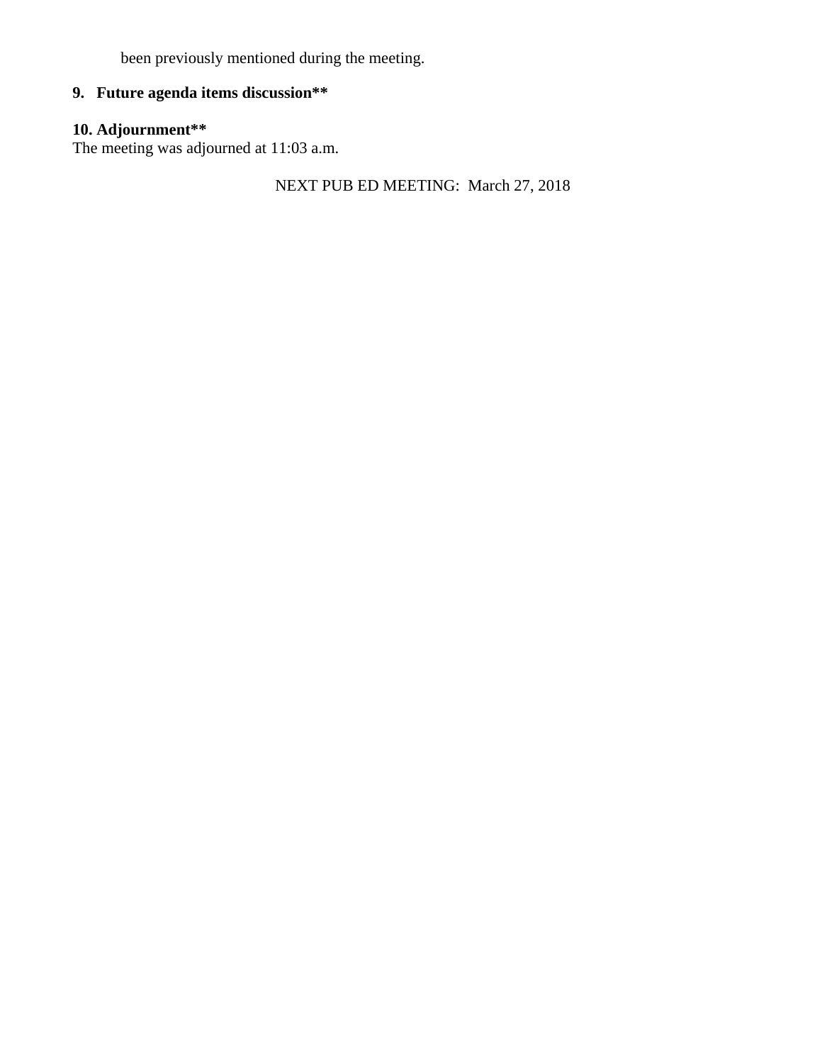been previously mentioned during the meeting.

**9. Future agenda items discussion****

**10. Adjournment****

The meeting was adjourned at 11:03 a.m.

NEXT PUB ED MEETING: March 27, 2018